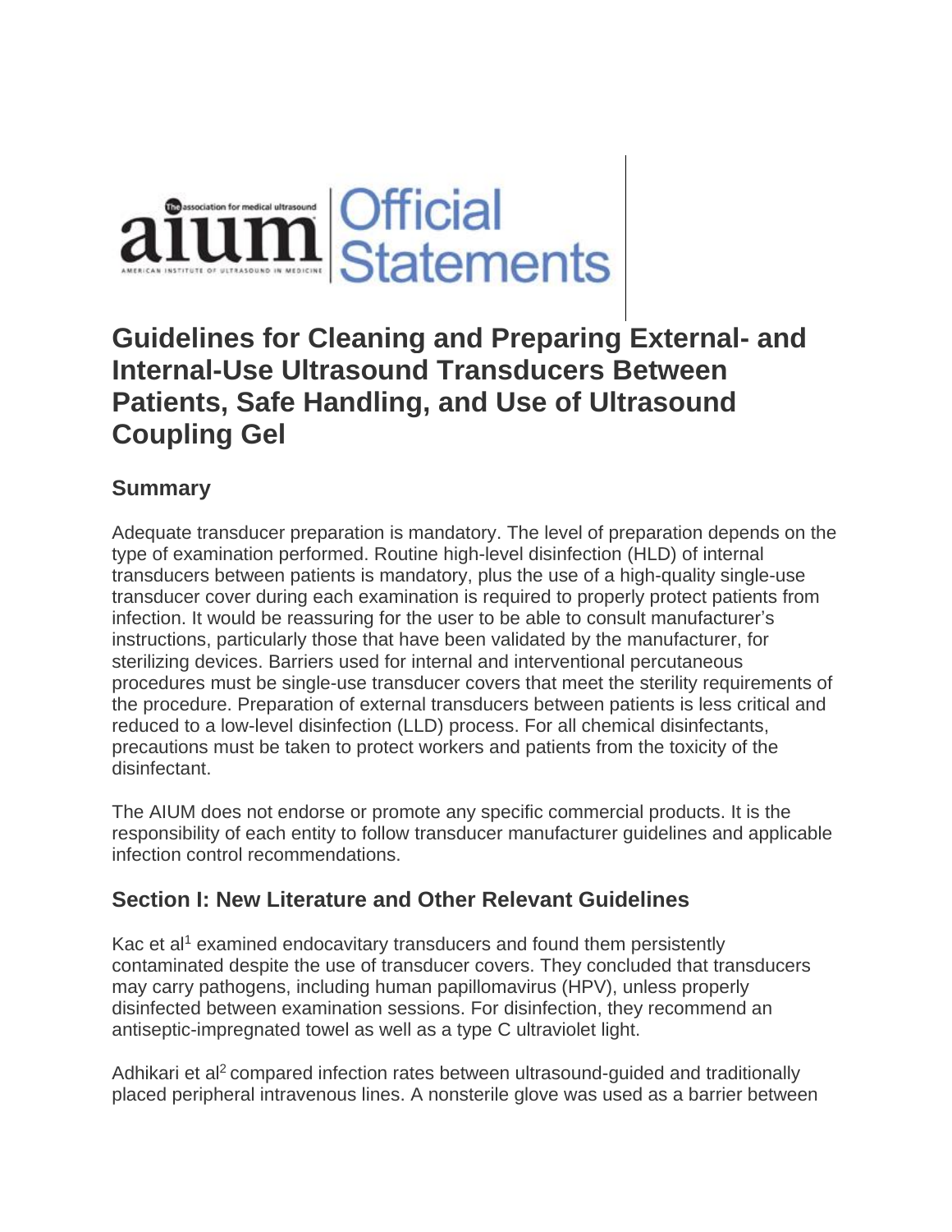# Guidelines for Cleaning and Preparing External- and Internal-Use Ultrasound Transducers Between Patients, Safe Handling, and Use of Ultrasound Coupling Gel

## Summary

Adequate transducer preparation is mandatory. The level of preparation depends on the type of examination performed. Routine high-level disinfection (HLD) of internal transducers between patients is mandatory, plus the use of a high-quality single-use transducer cover during each examination is required to properly protect patients from infection. It would be reassuring for the user to be able to consult manufacturer's instructions, particularly those that have been validated by the manufacturer, for sterilizing devices. Barriers used for internal and interventional percutaneous procedures must be single-use transducer covers that meet the sterility requirements of the procedure. Preparation of external transducers between patients is less critical and reduced to a low-level disinfection (LLD) process. For all chemical disinfectants, precautions must be taken to protect workers and patients from the toxicity of the disinfectant.

The AIUM does not endorse or promote any specific commercial products. It is the responsibility of each entity to follow transducer manufacturer guidelines and applicable infection control recommendations.

## Section I: New Literature and Other Relevant Guidelines

Kac et al[1] examined endocavitary transducers and found them persistently contaminated despite the use of transducer covers. They concluded that transducers may carry pathogens, including human papillomavirus (HPV), unless properly disinfected between examination sessions. For disinfection, they recommend an antiseptic-impregnated towel as well as a type C ultraviolet light.

Adhikari et al[2] compared infection rates between ultrasound-guided and traditionally placed peripheral intravenous lines. A nonsterile glove was used as a barrier between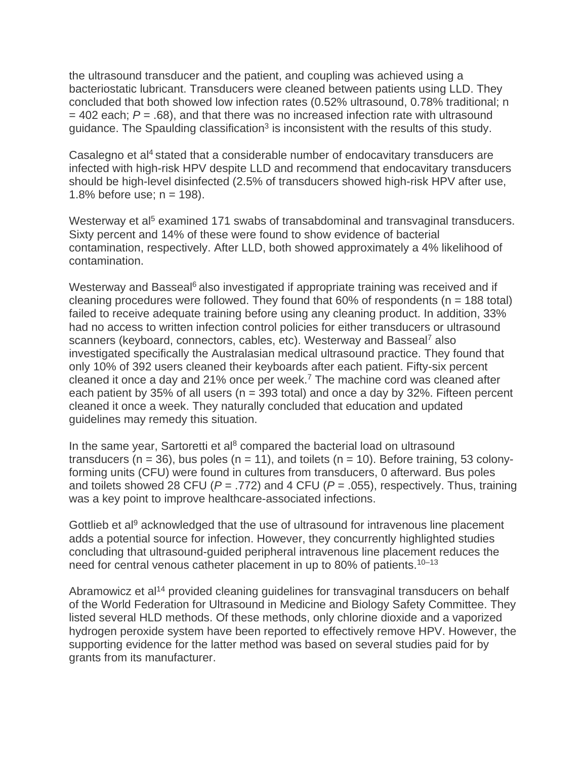the ultrasound transducer and the patient, and coupling was achieved using a bacteriostatic lubricant. Transducers were cleaned between patients using LLD. They concluded that both showed low infection rates (0.52% ultrasound, 0.78% traditional; n = 402 each; *P* = .68), and that there was no increased infection rate with ultrasound guidance. The Spaulding classification[3] is inconsistent with the results of this study.

Casalegno et al[4] stated that a considerable number of endocavitary transducers are infected with high-risk HPV despite LLD and recommend that endocavitary transducers should be high-level disinfected (2.5% of transducers showed high-risk HPV after use, 1.8% before use; n = 198).

Westerway et al[5] examined 171 swabs of transabdominal and transvaginal transducers. Sixty percent and 14% of these were found to show evidence of bacterial contamination, respectively. After LLD, both showed approximately a 4% likelihood of contamination.

Westerway and Basseal[6] also investigated if appropriate training was received and if cleaning procedures were followed. They found that 60% of respondents (n = 188 total) failed to receive adequate training before using any cleaning product. In addition, 33% had no access to written infection control policies for either transducers or ultrasound scanners (keyboard, connectors, cables, etc). Westerway and Basseal[7] also investigated specifically the Australasian medical ultrasound practice. They found that only 10% of 392 users cleaned their keyboards after each patient. Fifty-six percent cleaned it once a day and 21% once per week.[7] The machine cord was cleaned after each patient by 35% of all users (n = 393 total) and once a day by 32%. Fifteen percent cleaned it once a week. They naturally concluded that education and updated guidelines may remedy this situation.

In the same year, Sartoretti et al[8] compared the bacterial load on ultrasound transducers (n = 36), bus poles (n = 11), and toilets (n = 10). Before training, 53 colony-forming units (CFU) were found in cultures from transducers, 0 afterward. Bus poles and toilets showed 28 CFU (*P* = .772) and 4 CFU (*P* = .055), respectively. Thus, training was a key point to improve healthcare-associated infections.

Gottlieb et al[9] acknowledged that the use of ultrasound for intravenous line placement adds a potential source for infection. However, they concurrently highlighted studies concluding that ultrasound-guided peripheral intravenous line placement reduces the need for central venous catheter placement in up to 80% of patients.[10–13]

Abramowicz et al[14] provided cleaning guidelines for transvaginal transducers on behalf of the World Federation for Ultrasound in Medicine and Biology Safety Committee. They listed several HLD methods. Of these methods, only chlorine dioxide and a vaporized hydrogen peroxide system have been reported to effectively remove HPV. However, the supporting evidence for the latter method was based on several studies paid for by grants from its manufacturer.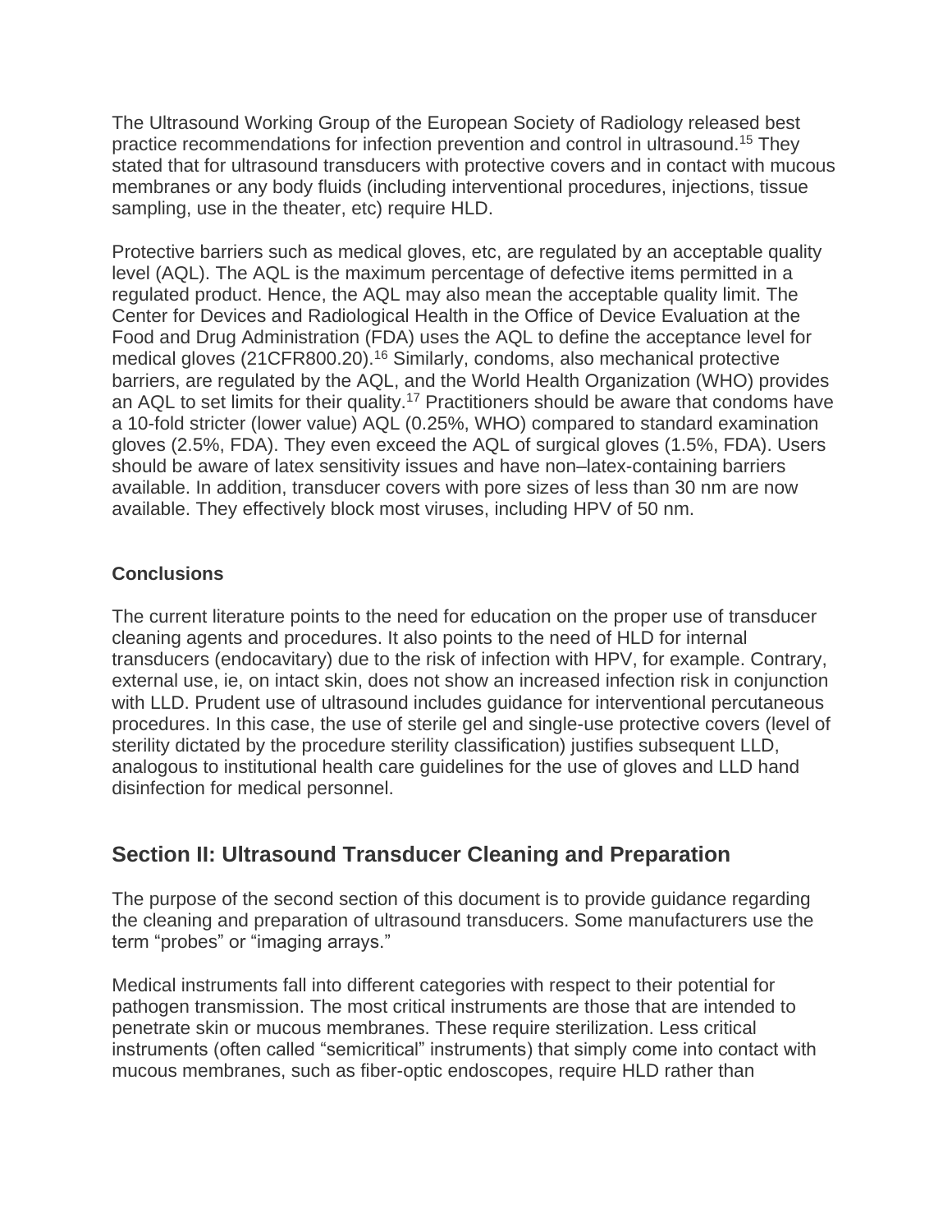The Ultrasound Working Group of the European Society of Radiology released best practice recommendations for infection prevention and control in ultrasound.[15] They stated that for ultrasound transducers with protective covers and in contact with mucous membranes or any body fluids (including interventional procedures, injections, tissue sampling, use in the theater, etc) require HLD.

Protective barriers such as medical gloves, etc, are regulated by an acceptable quality level (AQL). The AQL is the maximum percentage of defective items permitted in a regulated product. Hence, the AQL may also mean the acceptable quality limit. The Center for Devices and Radiological Health in the Office of Device Evaluation at the Food and Drug Administration (FDA) uses the AQL to define the acceptance level for medical gloves (21CFR800.20).[16] Similarly, condoms, also mechanical protective barriers, are regulated by the AQL, and the World Health Organization (WHO) provides an AQL to set limits for their quality.[17] Practitioners should be aware that condoms have a 10-fold stricter (lower value) AQL (0.25%, WHO) compared to standard examination gloves (2.5%, FDA). They even exceed the AQL of surgical gloves (1.5%, FDA). Users should be aware of latex sensitivity issues and have non–latex-containing barriers available. In addition, transducer covers with pore sizes of less than 30 nm are now available. They effectively block most viruses, including HPV of 50 nm.

### Conclusions

The current literature points to the need for education on the proper use of transducer cleaning agents and procedures. It also points to the need of HLD for internal transducers (endocavitary) due to the risk of infection with HPV, for example. Contrary, external use, ie, on intact skin, does not show an increased infection risk in conjunction with LLD. Prudent use of ultrasound includes guidance for interventional percutaneous procedures. In this case, the use of sterile gel and single-use protective covers (level of sterility dictated by the procedure sterility classification) justifies subsequent LLD, analogous to institutional health care guidelines for the use of gloves and LLD hand disinfection for medical personnel.

## Section II: Ultrasound Transducer Cleaning and Preparation

The purpose of the second section of this document is to provide guidance regarding the cleaning and preparation of ultrasound transducers. Some manufacturers use the term “probes” or “imaging arrays.”

Medical instruments fall into different categories with respect to their potential for pathogen transmission. The most critical instruments are those that are intended to penetrate skin or mucous membranes. These require sterilization. Less critical instruments (often called “semicritical” instruments) that simply come into contact with mucous membranes, such as fiber-optic endoscopes, require HLD rather than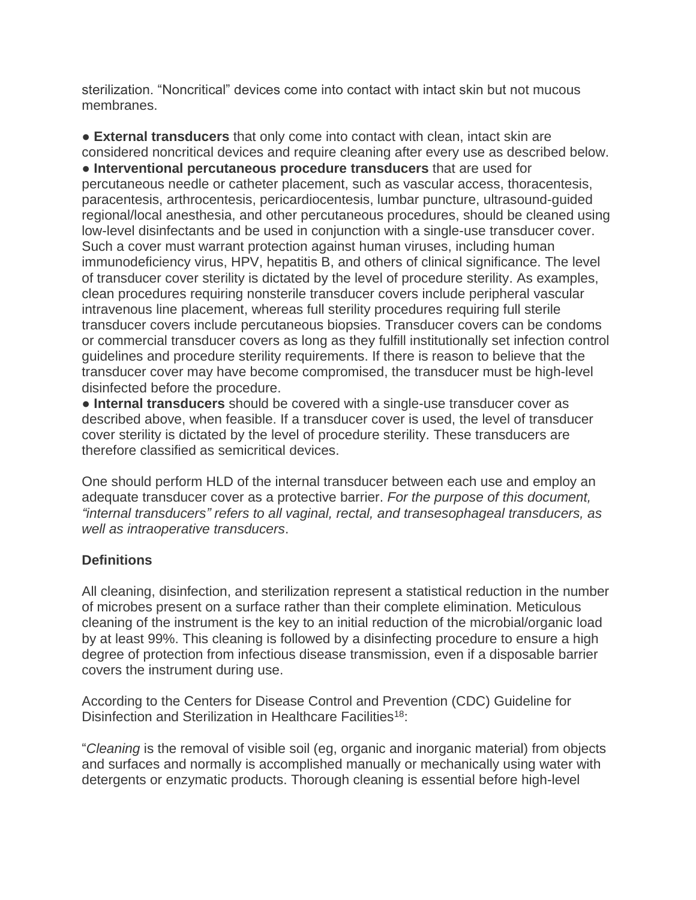sterilization. "Noncritical" devices come into contact with intact skin but not mucous membranes.

- **External transducers** that only come into contact with clean, intact skin are considered noncritical devices and require cleaning after every use as described below.
- **Interventional percutaneous procedure transducers** that are used for percutaneous needle or catheter placement, such as vascular access, thoracentesis, paracentesis, arthrocentesis, pericardiocentesis, lumbar puncture, ultrasound-guided regional/local anesthesia, and other percutaneous procedures, should be cleaned using low-level disinfectants and be used in conjunction with a single-use transducer cover. Such a cover must warrant protection against human viruses, including human immunodeficiency virus, HPV, hepatitis B, and others of clinical significance. The level of transducer cover sterility is dictated by the level of procedure sterility. As examples, clean procedures requiring nonsterile transducer covers include peripheral vascular intravenous line placement, whereas full sterility procedures requiring full sterile transducer covers include percutaneous biopsies. Transducer covers can be condoms or commercial transducer covers as long as they fulfill institutionally set infection control guidelines and procedure sterility requirements. If there is reason to believe that the transducer cover may have become compromised, the transducer must be high-level disinfected before the procedure.
- **Internal transducers** should be covered with a single-use transducer cover as described above, when feasible. If a transducer cover is used, the level of transducer cover sterility is dictated by the level of procedure sterility. These transducers are therefore classified as semicritical devices.

One should perform HLD of the internal transducer between each use and employ an adequate transducer cover as a protective barrier. *For the purpose of this document, "internal transducers" refers to all vaginal, rectal, and transesophageal transducers, as well as intraoperative transducers*.

### Definitions

All cleaning, disinfection, and sterilization represent a statistical reduction in the number of microbes present on a surface rather than their complete elimination. Meticulous cleaning of the instrument is the key to an initial reduction of the microbial/organic load by at least 99%. This cleaning is followed by a disinfecting procedure to ensure a high degree of protection from infectious disease transmission, even if a disposable barrier covers the instrument during use.

According to the Centers for Disease Control and Prevention (CDC) Guideline for Disinfection and Sterilization in Healthcare Facilities[18]:

"*Cleaning* is the removal of visible soil (eg, organic and inorganic material) from objects and surfaces and normally is accomplished manually or mechanically using water with detergents or enzymatic products. Thorough cleaning is essential before high-level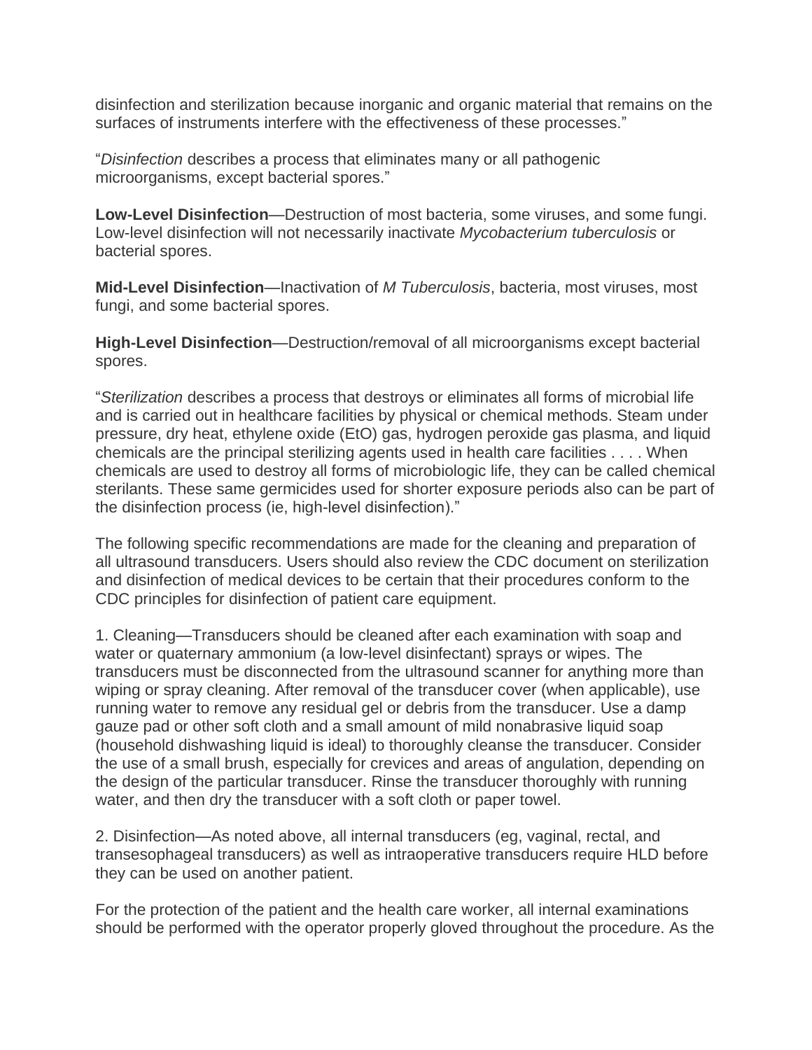disinfection and sterilization because inorganic and organic material that remains on the surfaces of instruments interfere with the effectiveness of these processes."

"*Disinfection* describes a process that eliminates many or all pathogenic microorganisms, except bacterial spores."

**Low-Level Disinfection**—Destruction of most bacteria, some viruses, and some fungi. Low-level disinfection will not necessarily inactivate *Mycobacterium tuberculosis* or bacterial spores.

**Mid-Level Disinfection**—Inactivation of *M Tuberculosis*, bacteria, most viruses, most fungi, and some bacterial spores.

**High-Level Disinfection**—Destruction/removal of all microorganisms except bacterial spores.

"*Sterilization* describes a process that destroys or eliminates all forms of microbial life and is carried out in healthcare facilities by physical or chemical methods. Steam under pressure, dry heat, ethylene oxide (EtO) gas, hydrogen peroxide gas plasma, and liquid chemicals are the principal sterilizing agents used in health care facilities . . . . When chemicals are used to destroy all forms of microbiologic life, they can be called chemical sterilants. These same germicides used for shorter exposure periods also can be part of the disinfection process (ie, high-level disinfection)."

The following specific recommendations are made for the cleaning and preparation of all ultrasound transducers. Users should also review the CDC document on sterilization and disinfection of medical devices to be certain that their procedures conform to the CDC principles for disinfection of patient care equipment.

1. Cleaning—Transducers should be cleaned after each examination with soap and water or quaternary ammonium (a low-level disinfectant) sprays or wipes. The transducers must be disconnected from the ultrasound scanner for anything more than wiping or spray cleaning. After removal of the transducer cover (when applicable), use running water to remove any residual gel or debris from the transducer. Use a damp gauze pad or other soft cloth and a small amount of mild nonabrasive liquid soap (household dishwashing liquid is ideal) to thoroughly cleanse the transducer. Consider the use of a small brush, especially for crevices and areas of angulation, depending on the design of the particular transducer. Rinse the transducer thoroughly with running water, and then dry the transducer with a soft cloth or paper towel.

2. Disinfection—As noted above, all internal transducers (eg, vaginal, rectal, and transesophageal transducers) as well as intraoperative transducers require HLD before they can be used on another patient.

For the protection of the patient and the health care worker, all internal examinations should be performed with the operator properly gloved throughout the procedure. As the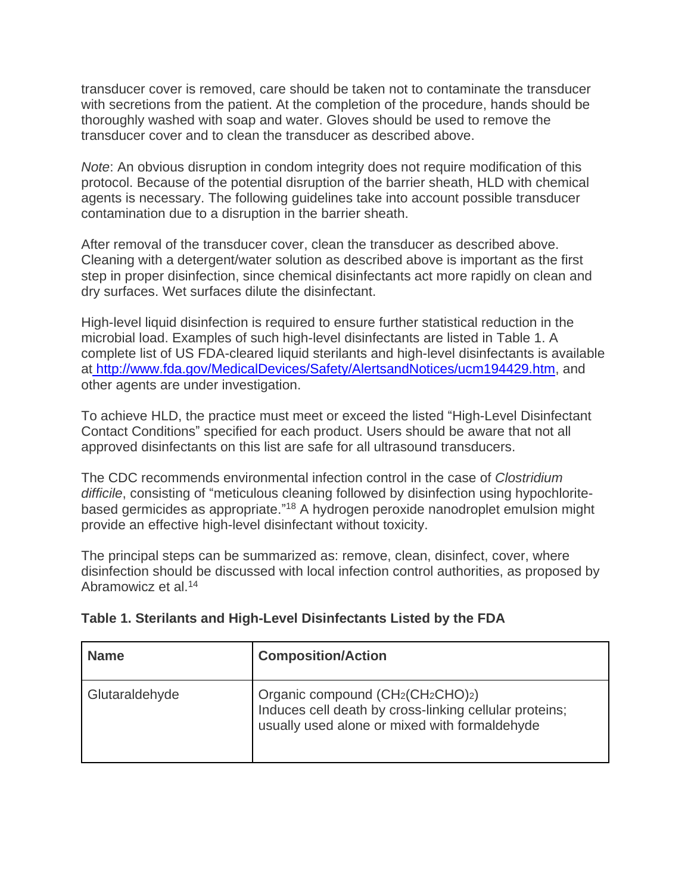transducer cover is removed, care should be taken not to contaminate the transducer with secretions from the patient. At the completion of the procedure, hands should be thoroughly washed with soap and water. Gloves should be used to remove the transducer cover and to clean the transducer as described above.

*Note*: An obvious disruption in condom integrity does not require modification of this protocol. Because of the potential disruption of the barrier sheath, HLD with chemical agents is necessary. The following guidelines take into account possible transducer contamination due to a disruption in the barrier sheath.

After removal of the transducer cover, clean the transducer as described above. Cleaning with a detergent/water solution as described above is important as the first step in proper disinfection, since chemical disinfectants act more rapidly on clean and dry surfaces. Wet surfaces dilute the disinfectant.

High-level liquid disinfection is required to ensure further statistical reduction in the microbial load. Examples of such high-level disinfectants are listed in Table 1. A complete list of US FDA-cleared liquid sterilants and high-level disinfectants is available at [http://www.fda.gov/MedicalDevices/Safety/AlertsandNotices/ucm194429.htm](http://www.fda.gov/MedicalDevices/Safety/AlertsandNotices/ucm194429.htm), and other agents are under investigation.

To achieve HLD, the practice must meet or exceed the listed "High-Level Disinfectant Contact Conditions" specified for each product. Users should be aware that not all approved disinfectants on this list are safe for all ultrasound transducers.

The CDC recommends environmental infection control in the case of *Clostridium difficile*, consisting of "meticulous cleaning followed by disinfection using hypochlorite-based germicides as appropriate."[18] A hydrogen peroxide nanodroplet emulsion might provide an effective high-level disinfectant without toxicity.

The principal steps can be summarized as: remove, clean, disinfect, cover, where disinfection should be discussed with local infection control authorities, as proposed by Abramowicz et al.[14]

**Table 1. Sterilants and High-Level Disinfectants Listed by the FDA**

| **Name** | **Composition/Action** |
|---|---|
| Glutaraldehyde | Organic compound ($CH_2(CH_2CHO)_2$)<br>Induces cell death by cross-linking cellular proteins; usually used alone or mixed with formaldehyde |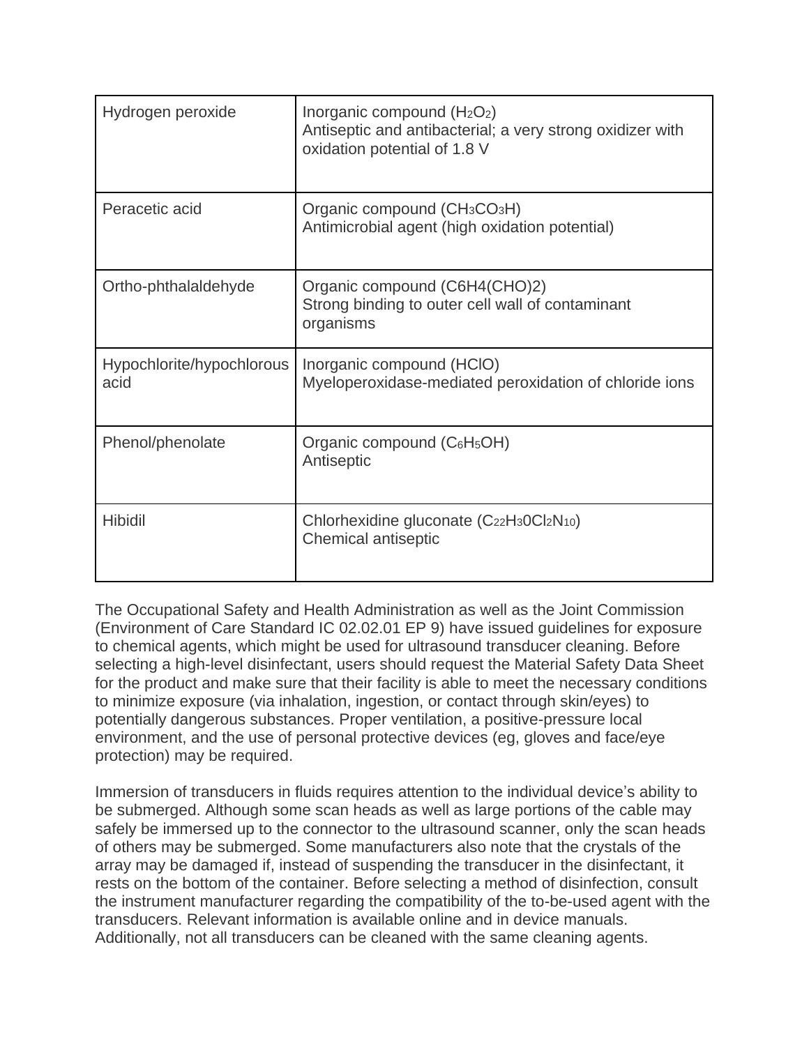| | |
|---|---|
| Hydrogen peroxide | Inorganic compound ($H_2O_2$)<br>Antiseptic and antibacterial; a very strong oxidizer with oxidation potential of 1.8 V |
| Peracetic acid | Organic compound ($CH_3CO_3H$)<br>Antimicrobial agent (high oxidation potential) |
| Ortho-phthalaldehyde | Organic compound (C6H4(CHO)2)<br>Strong binding to outer cell wall of contaminant organisms |
| Hypochlorite/hypochlorous acid | Inorganic compound (HClO)<br>Myeloperoxidase-mediated peroxidation of chloride ions |
| Phenol/phenolate | Organic compound ($C_6H_5OH$)<br>Antiseptic |
| Hibidil | Chlorhexidine gluconate ($C_{22}H_30Cl_2N_{10}$)<br>Chemical antiseptic |

The Occupational Safety and Health Administration as well as the Joint Commission (Environment of Care Standard IC 02.02.01 EP 9) have issued guidelines for exposure to chemical agents, which might be used for ultrasound transducer cleaning. Before selecting a high-level disinfectant, users should request the Material Safety Data Sheet for the product and make sure that their facility is able to meet the necessary conditions to minimize exposure (via inhalation, ingestion, or contact through skin/eyes) to potentially dangerous substances. Proper ventilation, a positive-pressure local environment, and the use of personal protective devices (eg, gloves and face/eye protection) may be required.

Immersion of transducers in fluids requires attention to the individual device's ability to be submerged. Although some scan heads as well as large portions of the cable may safely be immersed up to the connector to the ultrasound scanner, only the scan heads of others may be submerged. Some manufacturers also note that the crystals of the array may be damaged if, instead of suspending the transducer in the disinfectant, it rests on the bottom of the container. Before selecting a method of disinfection, consult the instrument manufacturer regarding the compatibility of the to-be-used agent with the transducers. Relevant information is available online and in device manuals. Additionally, not all transducers can be cleaned with the same cleaning agents.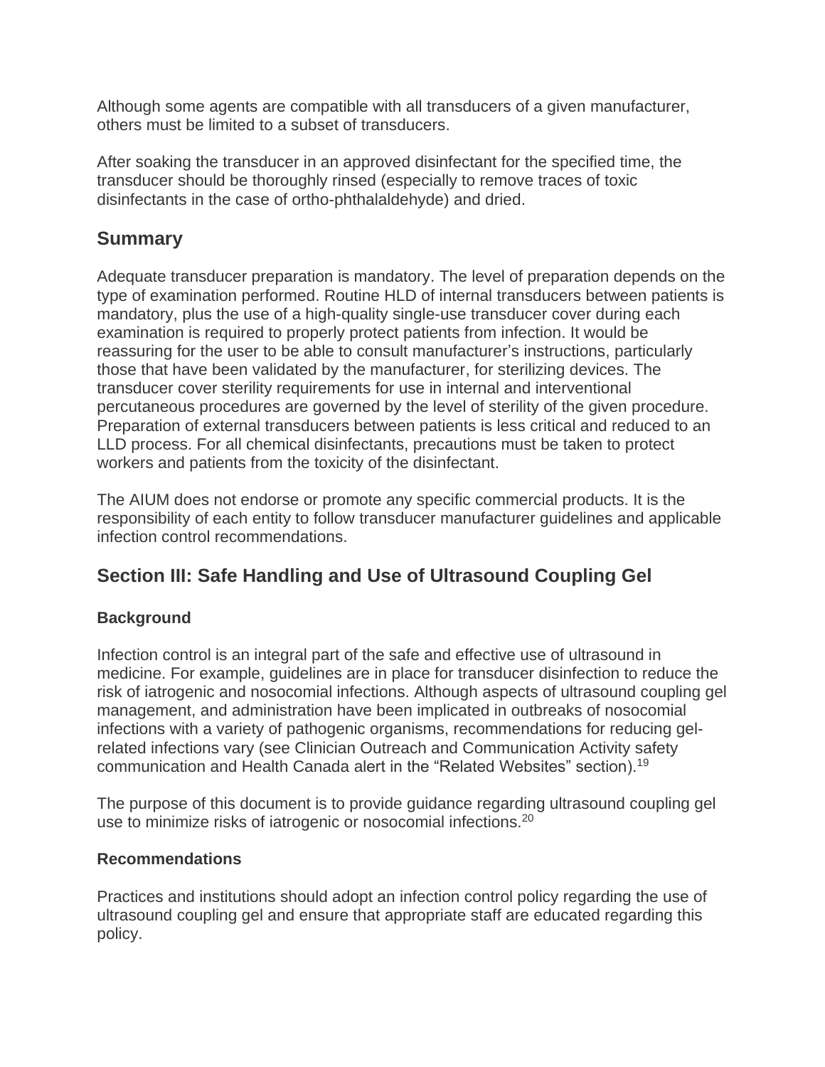Although some agents are compatible with all transducers of a given manufacturer, others must be limited to a subset of transducers.

After soaking the transducer in an approved disinfectant for the specified time, the transducer should be thoroughly rinsed (especially to remove traces of toxic disinfectants in the case of ortho-phthalaldehyde) and dried.

## Summary

Adequate transducer preparation is mandatory. The level of preparation depends on the type of examination performed. Routine HLD of internal transducers between patients is mandatory, plus the use of a high-quality single-use transducer cover during each examination is required to properly protect patients from infection. It would be reassuring for the user to be able to consult manufacturer's instructions, particularly those that have been validated by the manufacturer, for sterilizing devices. The transducer cover sterility requirements for use in internal and interventional percutaneous procedures are governed by the level of sterility of the given procedure. Preparation of external transducers between patients is less critical and reduced to an LLD process. For all chemical disinfectants, precautions must be taken to protect workers and patients from the toxicity of the disinfectant.

The AIUM does not endorse or promote any specific commercial products. It is the responsibility of each entity to follow transducer manufacturer guidelines and applicable infection control recommendations.

## Section III: Safe Handling and Use of Ultrasound Coupling Gel

### Background

Infection control is an integral part of the safe and effective use of ultrasound in medicine. For example, guidelines are in place for transducer disinfection to reduce the risk of iatrogenic and nosocomial infections. Although aspects of ultrasound coupling gel management, and administration have been implicated in outbreaks of nosocomial infections with a variety of pathogenic organisms, recommendations for reducing gel-related infections vary (see Clinician Outreach and Communication Activity safety communication and Health Canada alert in the "Related Websites" section).[19]

The purpose of this document is to provide guidance regarding ultrasound coupling gel use to minimize risks of iatrogenic or nosocomial infections.[20]

### Recommendations

Practices and institutions should adopt an infection control policy regarding the use of ultrasound coupling gel and ensure that appropriate staff are educated regarding this policy.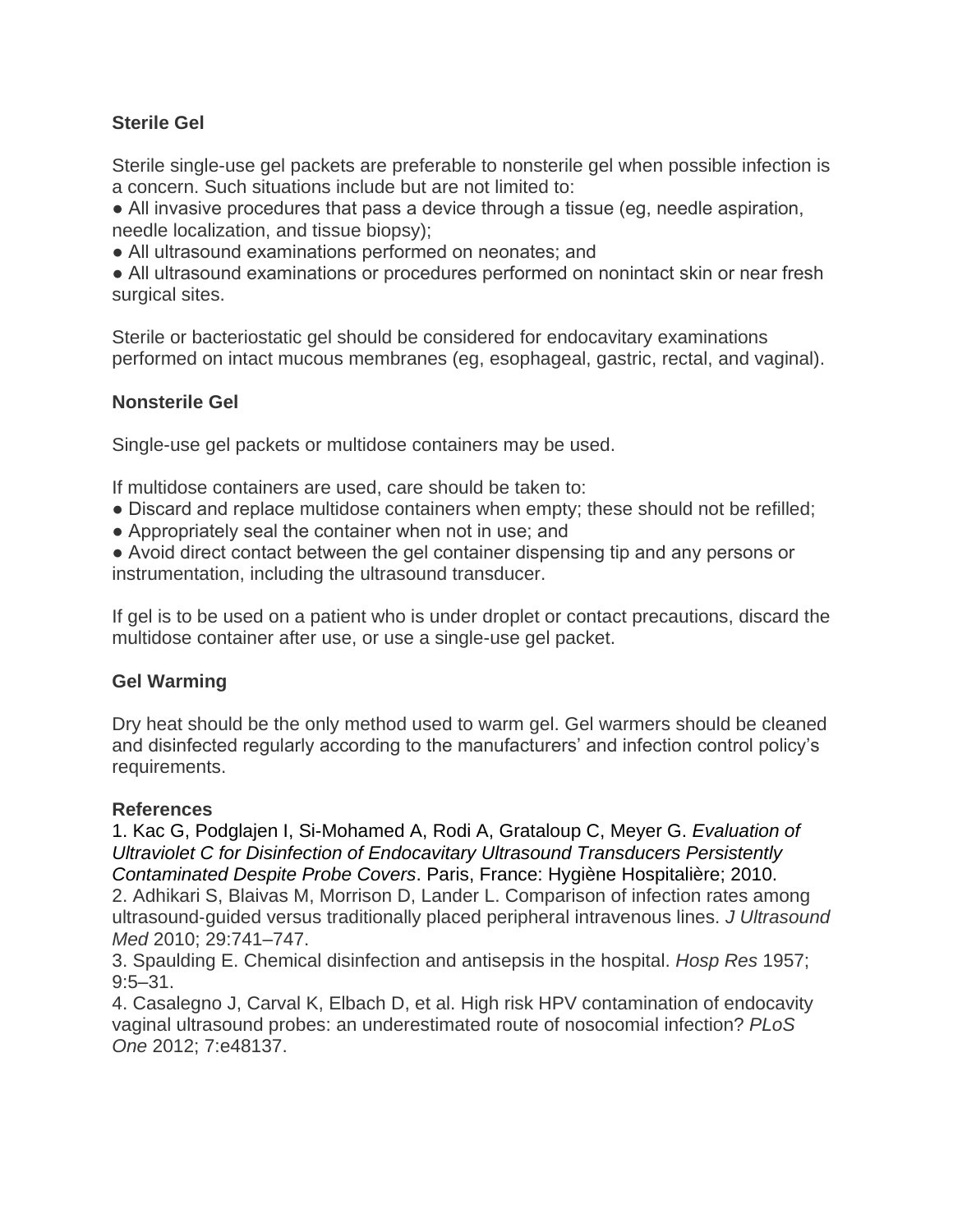**Sterile Gel**

Sterile single-use gel packets are preferable to nonsterile gel when possible infection is a concern. Such situations include but are not limited to:

- All invasive procedures that pass a device through a tissue (eg, needle aspiration, needle localization, and tissue biopsy);
- All ultrasound examinations performed on neonates; and
- All ultrasound examinations or procedures performed on nonintact skin or near fresh surgical sites.

Sterile or bacteriostatic gel should be considered for endocavitary examinations performed on intact mucous membranes (eg, esophageal, gastric, rectal, and vaginal).

**Nonsterile Gel**

Single-use gel packets or multidose containers may be used.

If multidose containers are used, care should be taken to:

- Discard and replace multidose containers when empty; these should not be refilled;
- Appropriately seal the container when not in use; and
- Avoid direct contact between the gel container dispensing tip and any persons or instrumentation, including the ultrasound transducer.

If gel is to be used on a patient who is under droplet or contact precautions, discard the multidose container after use, or use a single-use gel packet.

**Gel Warming**

Dry heat should be the only method used to warm gel. Gel warmers should be cleaned and disinfected regularly according to the manufacturers' and infection control policy's requirements.

**References**

1. Kac G, Podglajen I, Si-Mohamed A, Rodi A, Grataloup C, Meyer G. *Evaluation of Ultraviolet C for Disinfection of Endocavitary Ultrasound Transducers Persistently Contaminated Despite Probe Covers*. Paris, France: Hygiène Hospitalière; 2010.
2. Adhikari S, Blaivas M, Morrison D, Lander L. Comparison of infection rates among ultrasound-guided versus traditionally placed peripheral intravenous lines. *J Ultrasound Med* 2010; 29:741–747.
3. Spaulding E. Chemical disinfection and antisepsis in the hospital. *Hosp Res* 1957; 9:5–31.
4. Casalegno J, Carval K, Elbach D, et al. High risk HPV contamination of endocavity vaginal ultrasound probes: an underestimated route of nosocomial infection? *PLoS One* 2012; 7:e48137.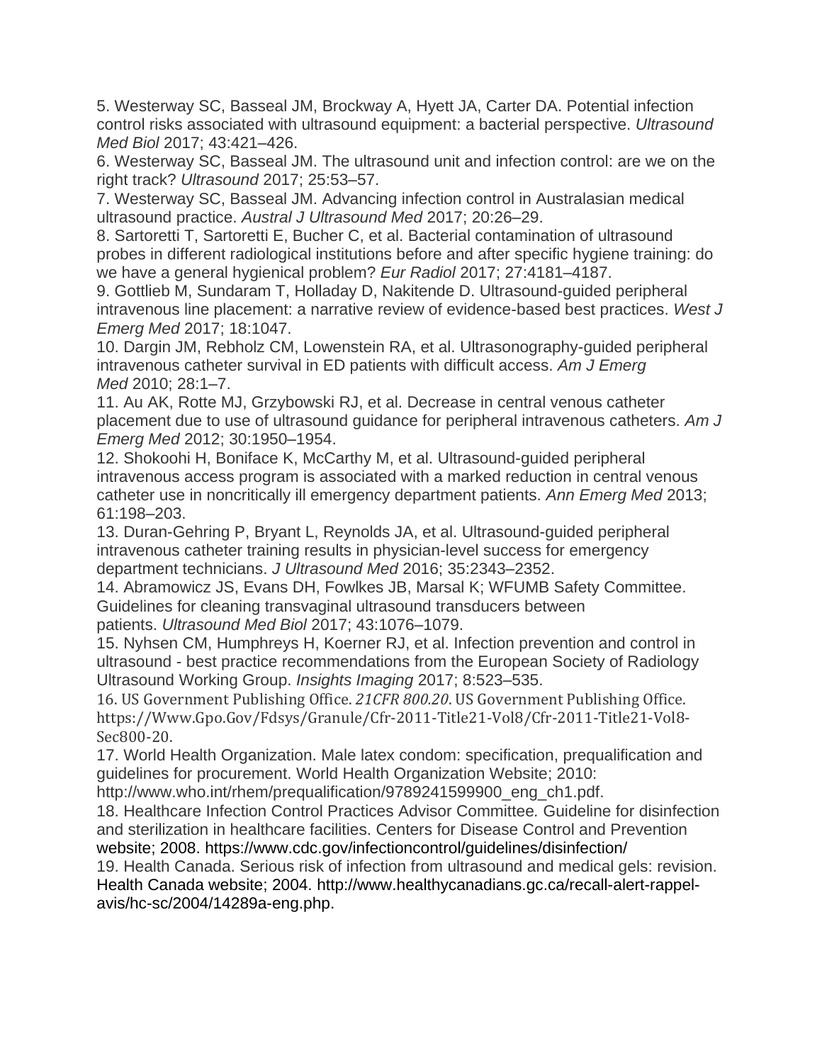5. Westerway SC, Basseal JM, Brockway A, Hyett JA, Carter DA. Potential infection control risks associated with ultrasound equipment: a bacterial perspective. *Ultrasound Med Biol* 2017; 43:421–426.

6. Westerway SC, Basseal JM. The ultrasound unit and infection control: are we on the right track? *Ultrasound* 2017; 25:53–57.

7. Westerway SC, Basseal JM. Advancing infection control in Australasian medical ultrasound practice. *Austral J Ultrasound Med* 2017; 20:26–29.

8. Sartoretti T, Sartoretti E, Bucher C, et al. Bacterial contamination of ultrasound probes in different radiological institutions before and after specific hygiene training: do we have a general hygienical problem? *Eur Radiol* 2017; 27:4181–4187.

9. Gottlieb M, Sundaram T, Holladay D, Nakitende D. Ultrasound-guided peripheral intravenous line placement: a narrative review of evidence-based best practices. *West J Emerg Med* 2017; 18:1047.

10. Dargin JM, Rebholz CM, Lowenstein RA, et al. Ultrasonography-guided peripheral intravenous catheter survival in ED patients with difficult access. *Am J Emerg Med* 2010; 28:1–7.

11. Au AK, Rotte MJ, Grzybowski RJ, et al. Decrease in central venous catheter placement due to use of ultrasound guidance for peripheral intravenous catheters. *Am J Emerg Med* 2012; 30:1950–1954.

12. Shokoohi H, Boniface K, McCarthy M, et al. Ultrasound-guided peripheral intravenous access program is associated with a marked reduction in central venous catheter use in noncritically ill emergency department patients. *Ann Emerg Med* 2013; 61:198–203.

13. Duran-Gehring P, Bryant L, Reynolds JA, et al. Ultrasound-guided peripheral intravenous catheter training results in physician-level success for emergency department technicians. *J Ultrasound Med* 2016; 35:2343–2352.

14. Abramowicz JS, Evans DH, Fowlkes JB, Marsal K; WFUMB Safety Committee. Guidelines for cleaning transvaginal ultrasound transducers between patients. *Ultrasound Med Biol* 2017; 43:1076–1079.

15. Nyhsen CM, Humphreys H, Koerner RJ, et al. Infection prevention and control in ultrasound - best practice recommendations from the European Society of Radiology Ultrasound Working Group. *Insights Imaging* 2017; 8:523–535.

16. US Government Publishing Office. *21CFR 800.20*. US Government Publishing Office. https://Www.Gpo.Gov/Fdsys/Granule/Cfr-2011-Title21-Vol8/Cfr-2011-Title21-Vol8-Sec800-20.

17. World Health Organization. Male latex condom: specification, prequalification and guidelines for procurement. World Health Organization Website; 2010: http://www.who.int/rhem/prequalification/9789241599900_eng_ch1.pdf.

18. Healthcare Infection Control Practices Advisor Committee. Guideline for disinfection and sterilization in healthcare facilities. Centers for Disease Control and Prevention website; 2008. https://www.cdc.gov/infectioncontrol/guidelines/disinfection/

19. Health Canada. Serious risk of infection from ultrasound and medical gels: revision. Health Canada website; 2004. http://www.healthycanadians.gc.ca/recall-alert-rappel-avis/hc-sc/2004/14289a-eng.php.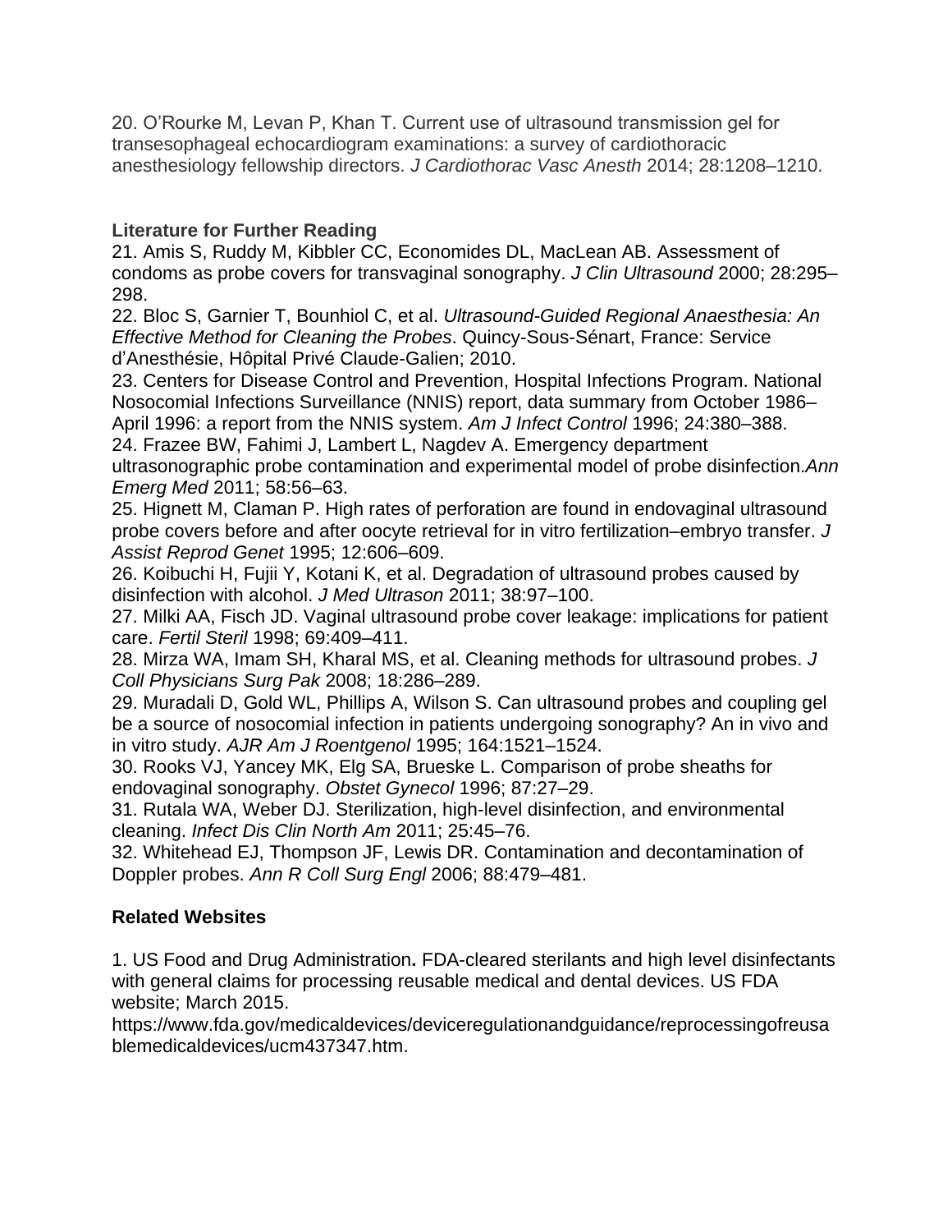20. O'Rourke M, Levan P, Khan T. Current use of ultrasound transmission gel for transesophageal echocardiogram examinations: a survey of cardiothoracic anesthesiology fellowship directors. *J Cardiothorac Vasc Anesth* 2014; 28:1208–1210.

**Literature for Further Reading**

21. Amis S, Ruddy M, Kibbler CC, Economides DL, MacLean AB. Assessment of condoms as probe covers for transvaginal sonography. *J Clin Ultrasound* 2000; 28:295–298.
22. Bloc S, Garnier T, Bounhiol C, et al. *Ultrasound-Guided Regional Anaesthesia: An Effective Method for Cleaning the Probes*. Quincy-Sous-Sénart, France: Service d'Anesthésie, Hôpital Privé Claude-Galien; 2010.
23. Centers for Disease Control and Prevention, Hospital Infections Program. National Nosocomial Infections Surveillance (NNIS) report, data summary from October 1986–April 1996: a report from the NNIS system. *Am J Infect Control* 1996; 24:380–388.
24. Frazee BW, Fahimi J, Lambert L, Nagdev A. Emergency department ultrasonographic probe contamination and experimental model of probe disinfection.*Ann Emerg Med* 2011; 58:56–63.
25. Hignett M, Claman P. High rates of perforation are found in endovaginal ultrasound probe covers before and after oocyte retrieval for in vitro fertilization–embryo transfer. *J Assist Reprod Genet* 1995; 12:606–609.
26. Koibuchi H, Fujii Y, Kotani K, et al. Degradation of ultrasound probes caused by disinfection with alcohol. *J Med Ultrason* 2011; 38:97–100.
27. Milki AA, Fisch JD. Vaginal ultrasound probe cover leakage: implications for patient care. *Fertil Steril* 1998; 69:409–411.
28. Mirza WA, Imam SH, Kharal MS, et al. Cleaning methods for ultrasound probes. *J Coll Physicians Surg Pak* 2008; 18:286–289.
29. Muradali D, Gold WL, Phillips A, Wilson S. Can ultrasound probes and coupling gel be a source of nosocomial infection in patients undergoing sonography? An in vivo and in vitro study. *AJR Am J Roentgenol* 1995; 164:1521–1524.
30. Rooks VJ, Yancey MK, Elg SA, Brueske L. Comparison of probe sheaths for endovaginal sonography. *Obstet Gynecol* 1996; 87:27–29.
31. Rutala WA, Weber DJ. Sterilization, high-level disinfection, and environmental cleaning. *Infect Dis Clin North Am* 2011; 25:45–76.
32. Whitehead EJ, Thompson JF, Lewis DR. Contamination and decontamination of Doppler probes. *Ann R Coll Surg Engl* 2006; 88:479–481.

**Related Websites**

1. US Food and Drug Administration**.** FDA-cleared sterilants and high level disinfectants with general claims for processing reusable medical and dental devices. US FDA website; March 2015. https://www.fda.gov/medicaldevices/deviceregulationandguidance/reprocessingofreusablemedicaldevices/ucm437347.htm.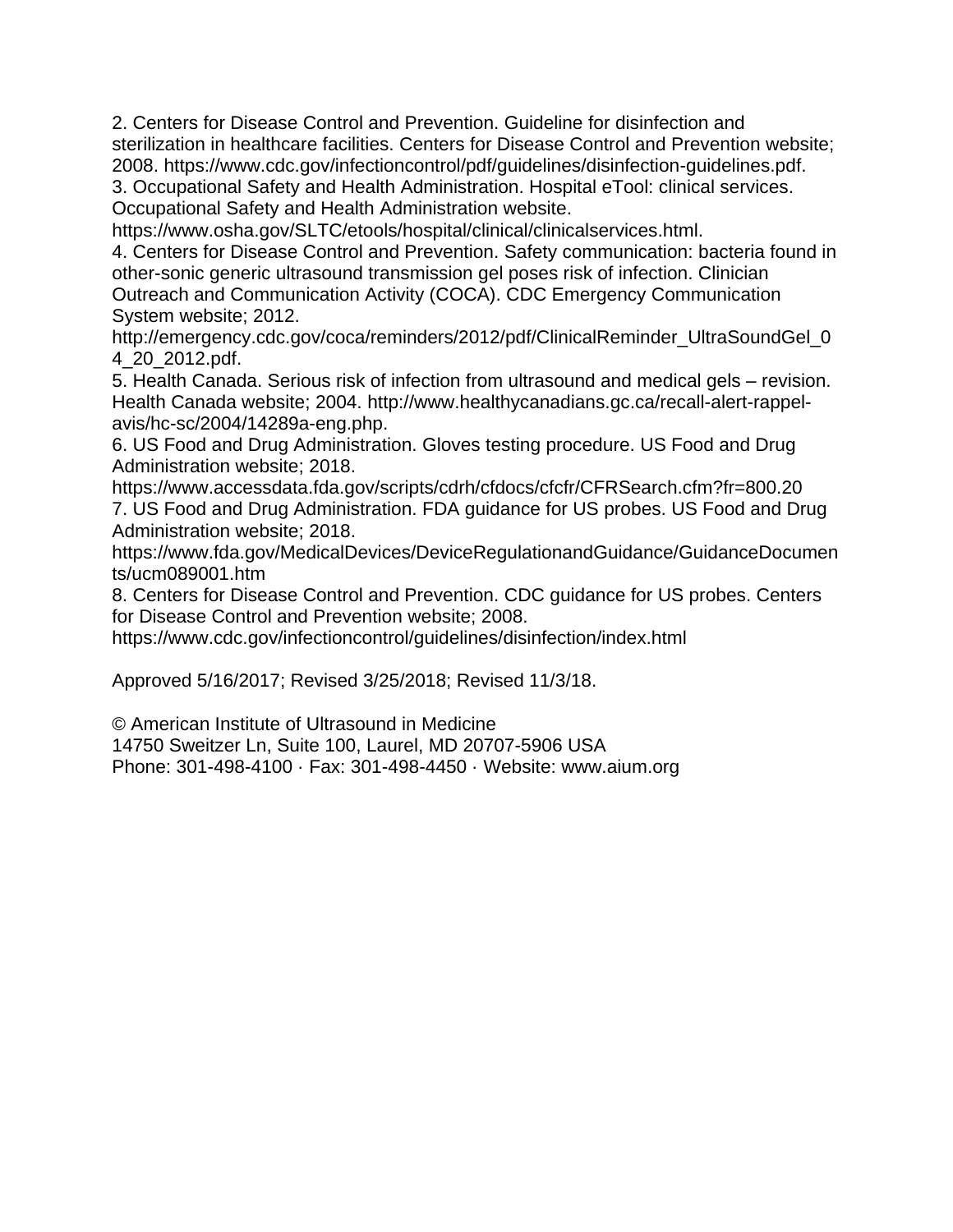2. Centers for Disease Control and Prevention. Guideline for disinfection and sterilization in healthcare facilities. Centers for Disease Control and Prevention website; 2008. https://www.cdc.gov/infectioncontrol/pdf/guidelines/disinfection-guidelines.pdf.
3. Occupational Safety and Health Administration. Hospital eTool: clinical services. Occupational Safety and Health Administration website. https://www.osha.gov/SLTC/etools/hospital/clinical/clinicalservices.html.
4. Centers for Disease Control and Prevention. Safety communication: bacteria found in other-sonic generic ultrasound transmission gel poses risk of infection. Clinician Outreach and Communication Activity (COCA). CDC Emergency Communication System website; 2012. http://emergency.cdc.gov/coca/reminders/2012/pdf/ClinicalReminder_UltraSoundGel_04_20_2012.pdf.
5. Health Canada. Serious risk of infection from ultrasound and medical gels – revision. Health Canada website; 2004. http://www.healthycanadians.gc.ca/recall-alert-rappel-avis/hc-sc/2004/14289a-eng.php.
6. US Food and Drug Administration. Gloves testing procedure. US Food and Drug Administration website; 2018. https://www.accessdata.fda.gov/scripts/cdrh/cfdocs/cfcfr/CFRSearch.cfm?fr=800.20
7. US Food and Drug Administration. FDA guidance for US probes. US Food and Drug Administration website; 2018. https://www.fda.gov/MedicalDevices/DeviceRegulationandGuidance/GuidanceDocuments/ucm089001.htm
8. Centers for Disease Control and Prevention. CDC guidance for US probes. Centers for Disease Control and Prevention website; 2008. https://www.cdc.gov/infectioncontrol/guidelines/disinfection/index.html

Approved 5/16/2017; Revised 3/25/2018; Revised 11/3/18.

© American Institute of Ultrasound in Medicine
14750 Sweitzer Ln, Suite 100, Laurel, MD 20707-5906 USA
Phone: 301-498-4100 · Fax: 301-498-4450 · Website: www.aium.org